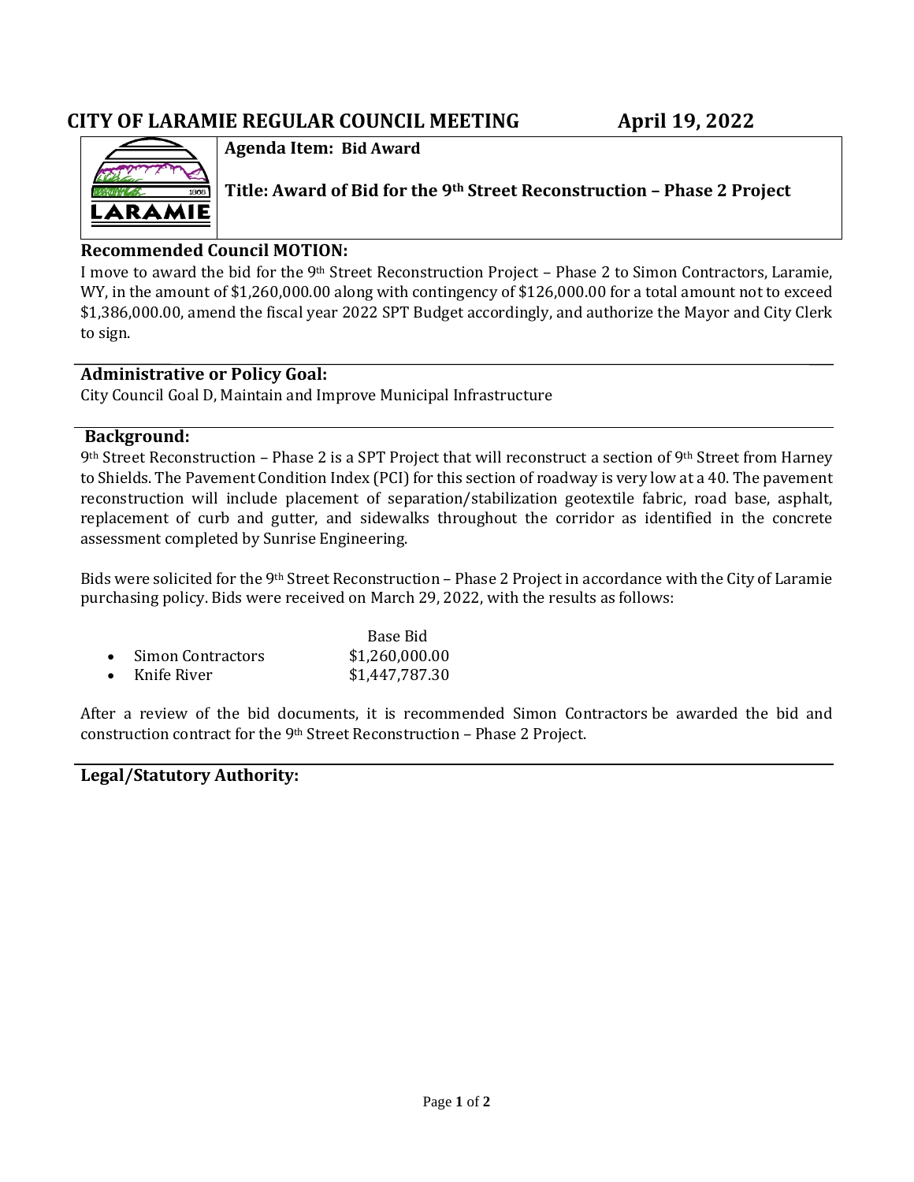# CITY OF LARAMIE REGULAR COUNCIL MEETING April 19, 2022

**Agenda Item: Bid Award**

**Title: Award of Bid for the 9th Street Reconstruction – Phase 2 Project**

## Recommended Council MOTION:

I move to award the bid for the 9th Street Reconstruction Project – Phase 2 to Simon Contractors, Laramie, WY, in the amount of $1,260,000.00 along with contingency of $126,000.00 for a total amount not to exceed $1,386,000.00, amend the fiscal year 2022 SPT Budget accordingly, and authorize the Mayor and City Clerk to sign.

## Administrative or Policy Goal:

City Council Goal D, Maintain and Improve Municipal Infrastructure

## Background:

9th Street Reconstruction – Phase 2 is a SPT Project that will reconstruct a section of 9th Street from Harney to Shields. The Pavement Condition Index (PCI) for this section of roadway is very low at a 40. The pavement reconstruction will include placement of separation/stabilization geotextile fabric, road base, asphalt, replacement of curb and gutter, and sidewalks throughout the corridor as identified in the concrete assessment completed by Sunrise Engineering.

Bids were solicited for the 9th Street Reconstruction – Phase 2 Project in accordance with the City of Laramie purchasing policy. Bids were received on March 29, 2022, with the results as follows:

| | Base Bid |
|---|---|
| • Simon Contractors | $1,260,000.00 |
| • Knife River | $1,447,787.30 |

After a review of the bid documents, it is recommended Simon Contractors be awarded the bid and construction contract for the 9th Street Reconstruction – Phase 2 Project.

## Legal/Statutory Authority: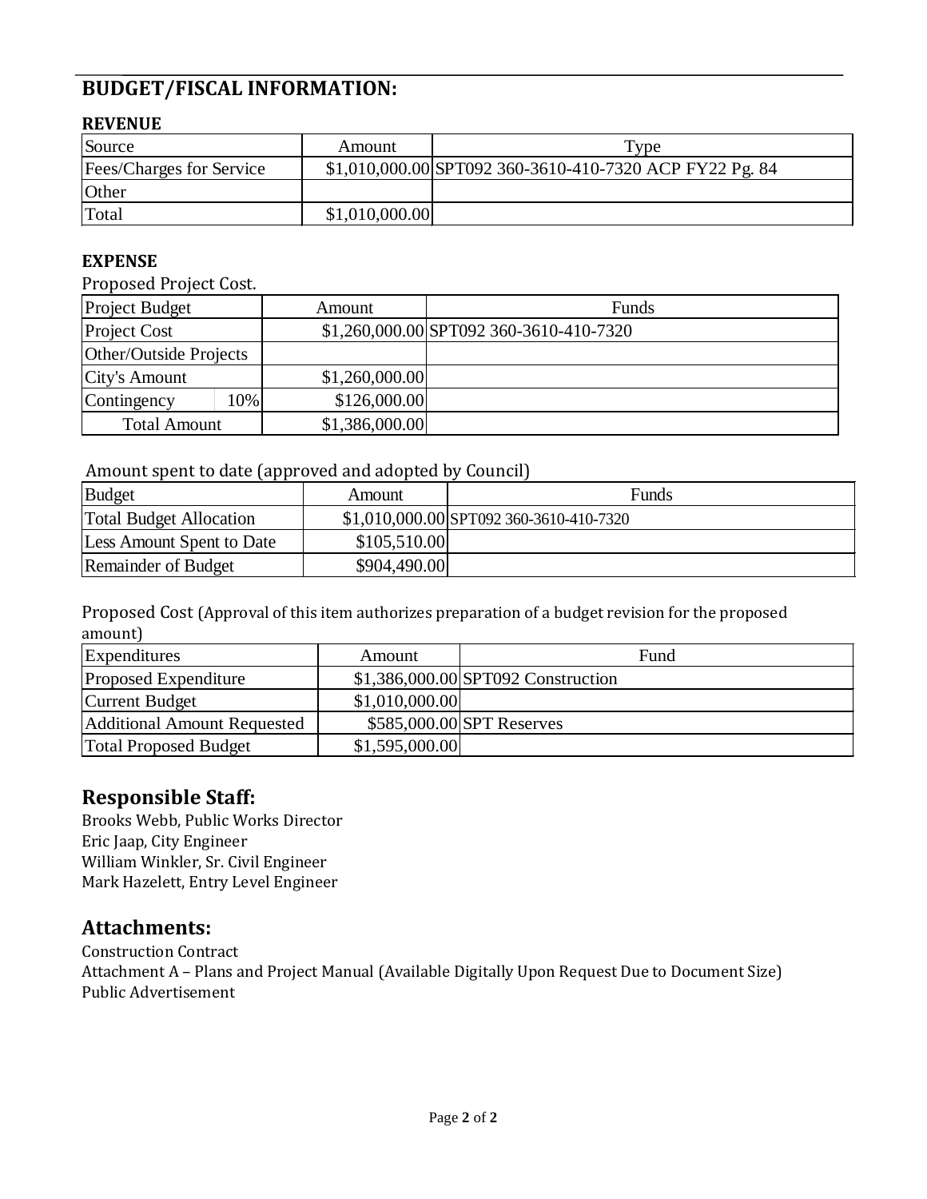## BUDGET/FISCAL INFORMATION:

### REVENUE

| Source | Amount | Type |
|---|---|---|
| Fees/Charges for Service | $1,010,000.00 | SPT092 360-3610-410-7320 ACP FY22 Pg. 84 |
| Other | | |
| Total | $1,010,000.00 | |

### EXPENSE

Proposed Project Cost.

| Project Budget | | Amount | Funds |
|---|---|---|---|
| Project Cost | | $1,260,000.00 | SPT092 360-3610-410-7320 |
| Other/Outside Projects | | | |
| City's Amount | | $1,260,000.00 | |
| Contingency | 10% | $126,000.00 | |
| Total Amount | | $1,386,000.00 | |

Amount spent to date (approved and adopted by Council)

| Budget | Amount | Funds |
|---|---|---|
| Total Budget Allocation | $1,010,000.00 | SPT092 360-3610-410-7320 |
| Less Amount Spent to Date | $105,510.00 | |
| Remainder of Budget | $904,490.00 | |

Proposed Cost (Approval of this item authorizes preparation of a budget revision for the proposed amount)

| Expenditures | Amount | Fund |
|---|---|---|
| Proposed Expenditure | $1,386,000.00 | SPT092 Construction |
| Current Budget | $1,010,000.00 | |
| Additional Amount Requested | $585,000.00 | SPT Reserves |
| Total Proposed Budget | $1,595,000.00 | |

## Responsible Staff:

Brooks Webb, Public Works Director
Eric Jaap, City Engineer
William Winkler, Sr. Civil Engineer
Mark Hazelett, Entry Level Engineer

## Attachments:

Construction Contract
Attachment A – Plans and Project Manual (Available Digitally Upon Request Due to Document Size)
Public Advertisement